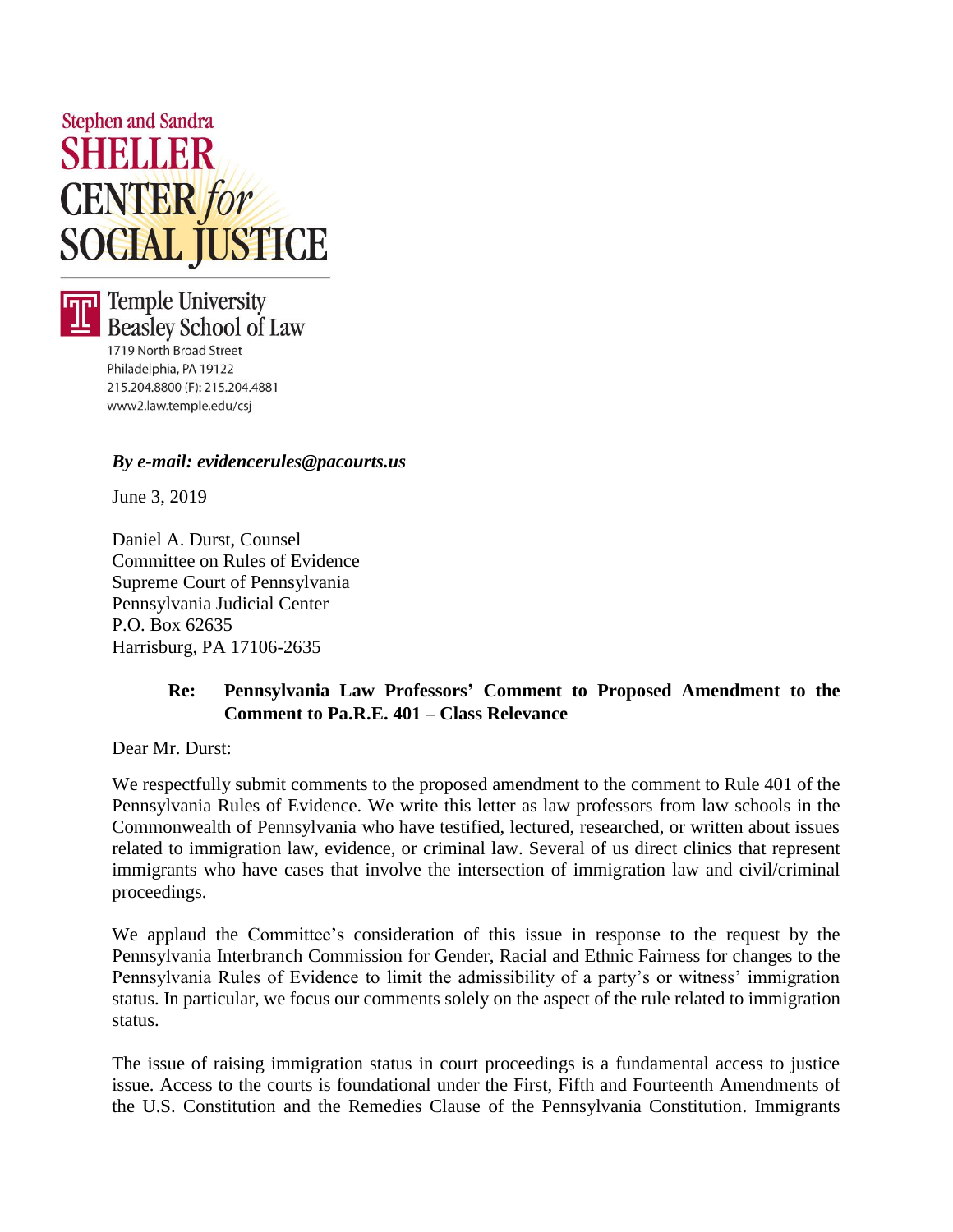Stephen and Sandra
**SHELLER CENTER *for* SOCIAL JUSTICE**

**Temple University Beasley School of Law**
1719 North Broad Street
Philadelphia, PA 19122
215.204.8800 (F): 215.204.4881
www2.law.temple.edu/csj

***By e-mail: evidencerules@pacourts.us***

June 3, 2019

Daniel A. Durst, Counsel
Committee on Rules of Evidence
Supreme Court of Pennsylvania
Pennsylvania Judicial Center
P.O. Box 62635
Harrisburg, PA 17106-2635

**Re: Pennsylvania Law Professors' Comment to Proposed Amendment to the Comment to Pa.R.E. 401 – Class Relevance**

Dear Mr. Durst:

We respectfully submit comments to the proposed amendment to the comment to Rule 401 of the Pennsylvania Rules of Evidence. We write this letter as law professors from law schools in the Commonwealth of Pennsylvania who have testified, lectured, researched, or written about issues related to immigration law, evidence, or criminal law. Several of us direct clinics that represent immigrants who have cases that involve the intersection of immigration law and civil/criminal proceedings.

We applaud the Committee's consideration of this issue in response to the request by the Pennsylvania Interbranch Commission for Gender, Racial and Ethnic Fairness for changes to the Pennsylvania Rules of Evidence to limit the admissibility of a party's or witness' immigration status. In particular, we focus our comments solely on the aspect of the rule related to immigration status.

The issue of raising immigration status in court proceedings is a fundamental access to justice issue. Access to the courts is foundational under the First, Fifth and Fourteenth Amendments of the U.S. Constitution and the Remedies Clause of the Pennsylvania Constitution. Immigrants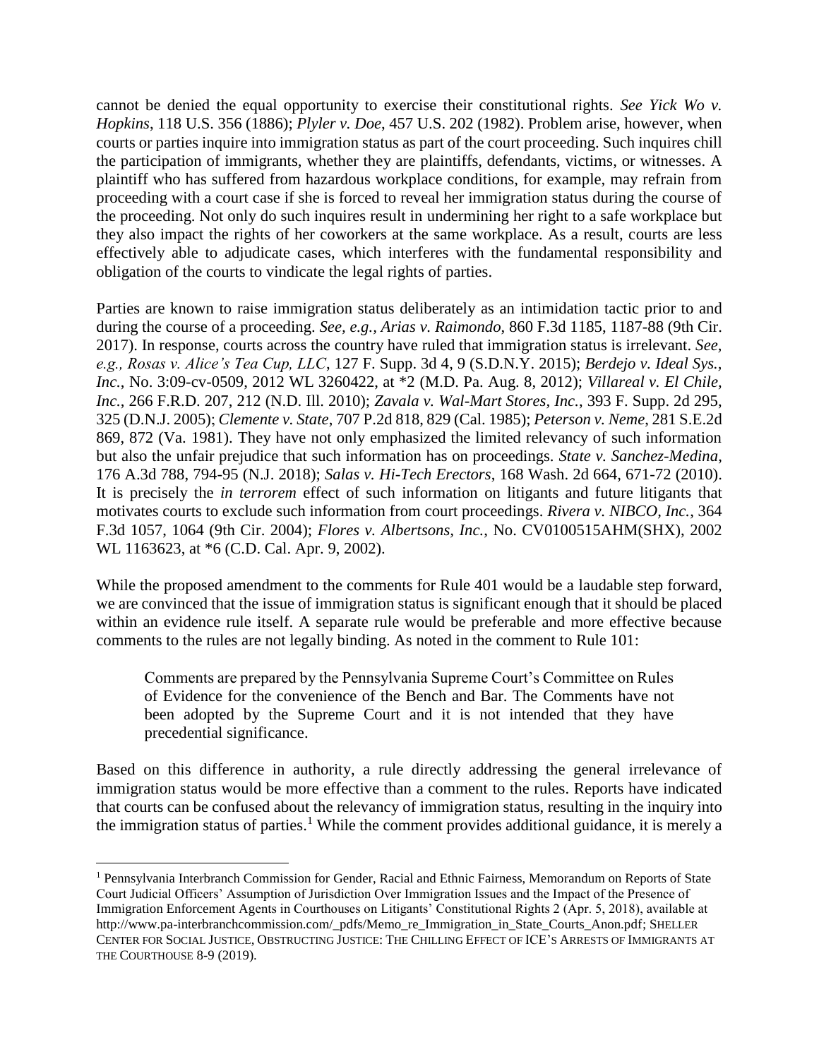cannot be denied the equal opportunity to exercise their constitutional rights. *See Yick Wo v. Hopkins*, 118 U.S. 356 (1886); *Plyler v. Doe*, 457 U.S. 202 (1982). Problem arise, however, when courts or parties inquire into immigration status as part of the court proceeding. Such inquires chill the participation of immigrants, whether they are plaintiffs, defendants, victims, or witnesses. A plaintiff who has suffered from hazardous workplace conditions, for example, may refrain from proceeding with a court case if she is forced to reveal her immigration status during the course of the proceeding. Not only do such inquires result in undermining her right to a safe workplace but they also impact the rights of her coworkers at the same workplace. As a result, courts are less effectively able to adjudicate cases, which interferes with the fundamental responsibility and obligation of the courts to vindicate the legal rights of parties.

Parties are known to raise immigration status deliberately as an intimidation tactic prior to and during the course of a proceeding. *See, e.g.*, *Arias v. Raimondo*, 860 F.3d 1185, 1187-88 (9th Cir. 2017). In response, courts across the country have ruled that immigration status is irrelevant. *See, e.g., Rosas v. Alice's Tea Cup, LLC*, 127 F. Supp. 3d 4, 9 (S.D.N.Y. 2015); *Berdejo v. Ideal Sys., Inc.*, No. 3:09-cv-0509, 2012 WL 3260422, at *2 (M.D. Pa. Aug. 8, 2012); *Villareal v. El Chile, Inc.*, 266 F.R.D. 207, 212 (N.D. Ill. 2010); *Zavala v. Wal-Mart Stores, Inc.*, 393 F. Supp. 2d 295, 325 (D.N.J. 2005); *Clemente v. State*, 707 P.2d 818, 829 (Cal. 1985); *Peterson v. Neme*, 281 S.E.2d 869, 872 (Va. 1981). They have not only emphasized the limited relevancy of such information but also the unfair prejudice that such information has on proceedings. *State v. Sanchez-Medina*, 176 A.3d 788, 794-95 (N.J. 2018); *Salas v. Hi-Tech Erectors*, 168 Wash. 2d 664, 671-72 (2010). It is precisely the *in terrorem* effect of such information on litigants and future litigants that motivates courts to exclude such information from court proceedings. *Rivera v. NIBCO, Inc.*, 364 F.3d 1057, 1064 (9th Cir. 2004); *Flores v. Albertsons, Inc.*, No. CV0100515AHM(SHX), 2002 WL 1163623, at *6 (C.D. Cal. Apr. 9, 2002).

While the proposed amendment to the comments for Rule 401 would be a laudable step forward, we are convinced that the issue of immigration status is significant enough that it should be placed within an evidence rule itself. A separate rule would be preferable and more effective because comments to the rules are not legally binding. As noted in the comment to Rule 101:

> Comments are prepared by the Pennsylvania Supreme Court's Committee on Rules of Evidence for the convenience of the Bench and Bar. The Comments have not been adopted by the Supreme Court and it is not intended that they have precedential significance.

Based on this difference in authority, a rule directly addressing the general irrelevance of immigration status would be more effective than a comment to the rules. Reports have indicated that courts can be confused about the relevancy of immigration status, resulting in the inquiry into the immigration status of parties.[1] While the comment provides additional guidance, it is merely a

---

[1] Pennsylvania Interbranch Commission for Gender, Racial and Ethnic Fairness, Memorandum on Reports of State Court Judicial Officers' Assumption of Jurisdiction Over Immigration Issues and the Impact of the Presence of Immigration Enforcement Agents in Courthouses on Litigants' Constitutional Rights 2 (Apr. 5, 2018), available at http://www.pa-interbranchcommission.com/_pdfs/Memo_re_Immigration_in_State_Courts_Anon.pdf; SHELLER CENTER FOR SOCIAL JUSTICE, OBSTRUCTING JUSTICE: THE CHILLING EFFECT OF ICE'S ARRESTS OF IMMIGRANTS AT THE COURTHOUSE 8-9 (2019).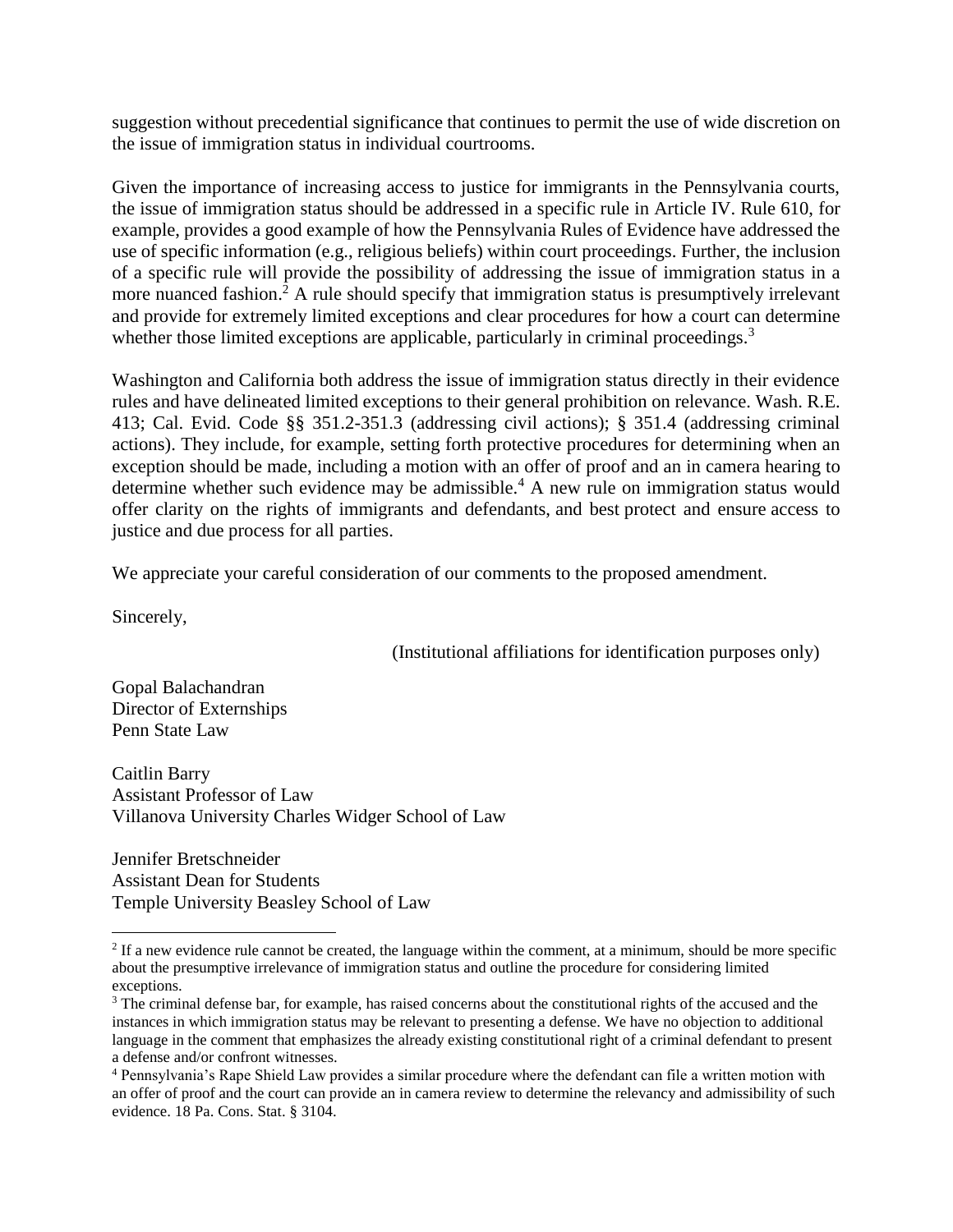suggestion without precedential significance that continues to permit the use of wide discretion on the issue of immigration status in individual courtrooms.

Given the importance of increasing access to justice for immigrants in the Pennsylvania courts, the issue of immigration status should be addressed in a specific rule in Article IV. Rule 610, for example, provides a good example of how the Pennsylvania Rules of Evidence have addressed the use of specific information (e.g., religious beliefs) within court proceedings. Further, the inclusion of a specific rule will provide the possibility of addressing the issue of immigration status in a more nuanced fashion.[2] A rule should specify that immigration status is presumptively irrelevant and provide for extremely limited exceptions and clear procedures for how a court can determine whether those limited exceptions are applicable, particularly in criminal proceedings.[3]

Washington and California both address the issue of immigration status directly in their evidence rules and have delineated limited exceptions to their general prohibition on relevance. Wash. R.E. 413; Cal. Evid. Code §§ 351.2-351.3 (addressing civil actions); § 351.4 (addressing criminal actions). They include, for example, setting forth protective procedures for determining when an exception should be made, including a motion with an offer of proof and an in camera hearing to determine whether such evidence may be admissible.[4] A new rule on immigration status would offer clarity on the rights of immigrants and defendants, and best protect and ensure access to justice and due process for all parties.

We appreciate your careful consideration of our comments to the proposed amendment.

Sincerely,

(Institutional affiliations for identification purposes only)

Gopal Balachandran
Director of Externships
Penn State Law

Caitlin Barry
Assistant Professor of Law
Villanova University Charles Widger School of Law

Jennifer Bretschneider
Assistant Dean for Students
Temple University Beasley School of Law

---

[2] If a new evidence rule cannot be created, the language within the comment, at a minimum, should be more specific about the presumptive irrelevance of immigration status and outline the procedure for considering limited exceptions.

[3] The criminal defense bar, for example, has raised concerns about the constitutional rights of the accused and the instances in which immigration status may be relevant to presenting a defense. We have no objection to additional language in the comment that emphasizes the already existing constitutional right of a criminal defendant to present a defense and/or confront witnesses.

[4] Pennsylvania's Rape Shield Law provides a similar procedure where the defendant can file a written motion with an offer of proof and the court can provide an in camera review to determine the relevancy and admissibility of such evidence. 18 Pa. Cons. Stat. § 3104.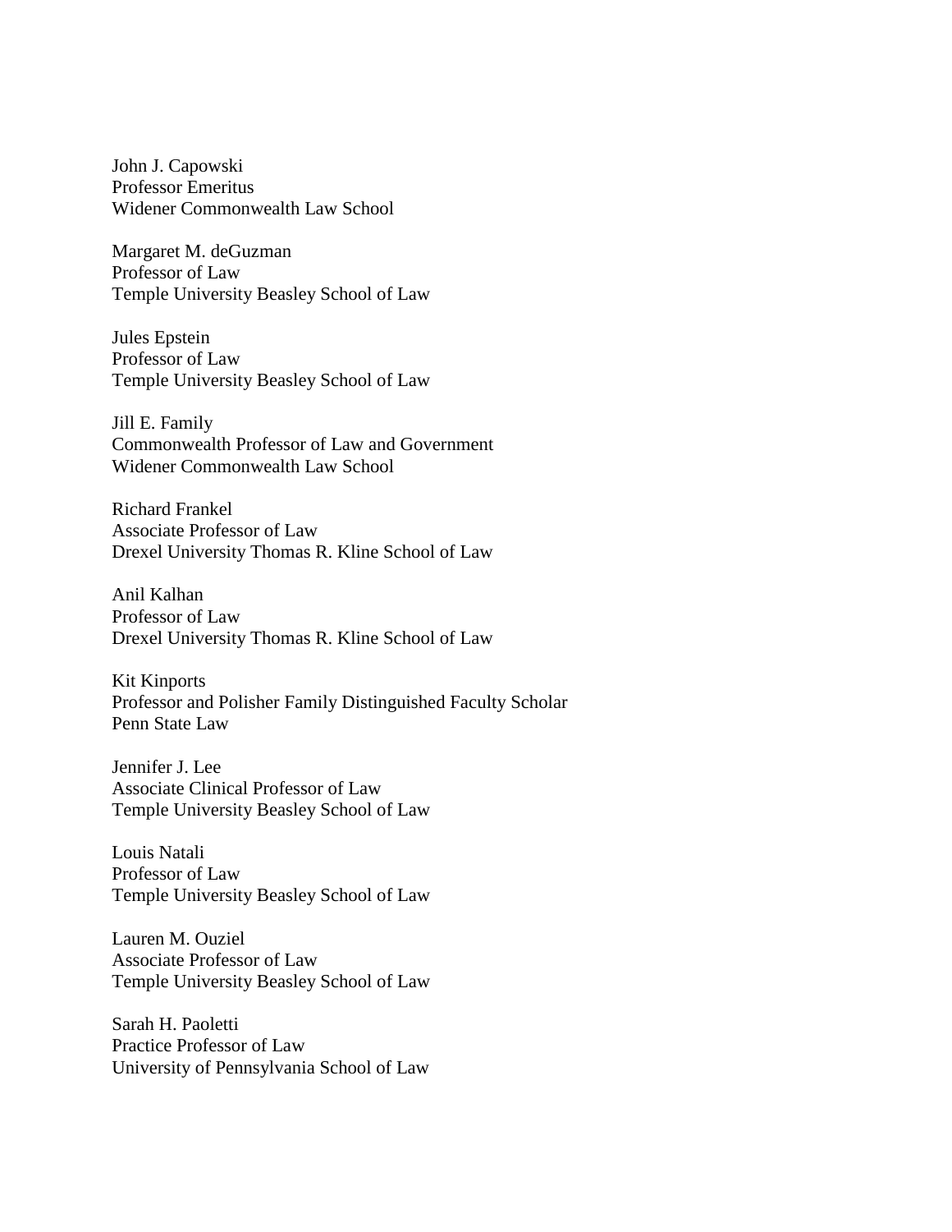John J. Capowski
Professor Emeritus
Widener Commonwealth Law School

Margaret M. deGuzman
Professor of Law
Temple University Beasley School of Law

Jules Epstein
Professor of Law
Temple University Beasley School of Law

Jill E. Family
Commonwealth Professor of Law and Government
Widener Commonwealth Law School

Richard Frankel
Associate Professor of Law
Drexel University Thomas R. Kline School of Law

Anil Kalhan
Professor of Law
Drexel University Thomas R. Kline School of Law

Kit Kinports
Professor and Polisher Family Distinguished Faculty Scholar
Penn State Law

Jennifer J. Lee
Associate Clinical Professor of Law
Temple University Beasley School of Law

Louis Natali
Professor of Law
Temple University Beasley School of Law

Lauren M. Ouziel
Associate Professor of Law
Temple University Beasley School of Law

Sarah H. Paoletti
Practice Professor of Law
University of Pennsylvania School of Law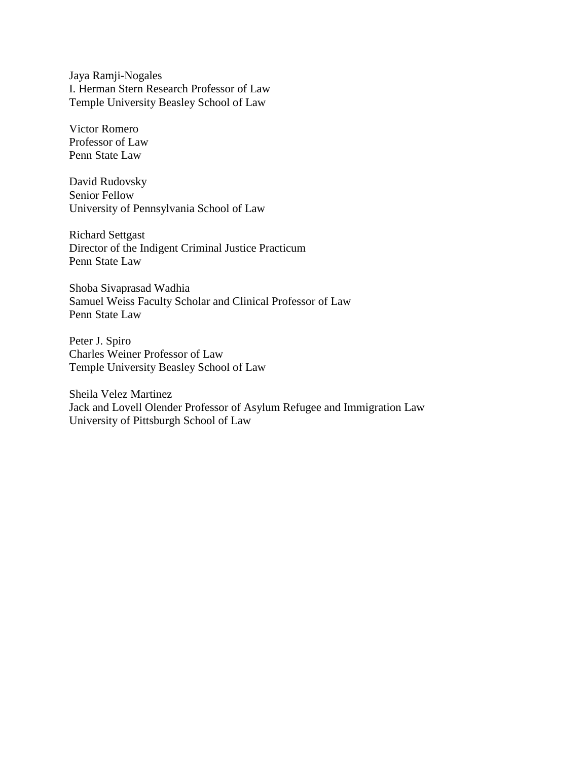Jaya Ramji-Nogales
I. Herman Stern Research Professor of Law
Temple University Beasley School of Law

Victor Romero
Professor of Law
Penn State Law

David Rudovsky
Senior Fellow
University of Pennsylvania School of Law

Richard Settgast
Director of the Indigent Criminal Justice Practicum
Penn State Law

Shoba Sivaprasad Wadhia
Samuel Weiss Faculty Scholar and Clinical Professor of Law
Penn State Law

Peter J. Spiro
Charles Weiner Professor of Law
Temple University Beasley School of Law

Sheila Velez Martinez
Jack and Lovell Olender Professor of Asylum Refugee and Immigration Law
University of Pittsburgh School of Law